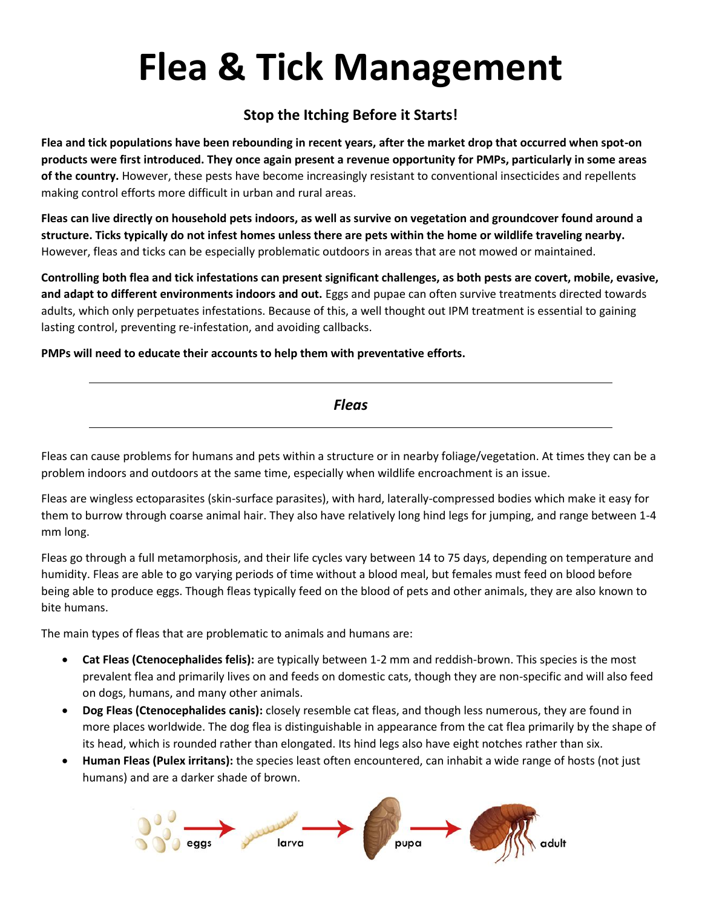# Flea & Tick Management

## Stop the Itching Before it Starts!

**Flea and tick populations have been rebounding in recent years, after the market drop that occurred when spot-on products were first introduced. They once again present a revenue opportunity for PMPs, particularly in some areas of the country.** However, these pests have become increasingly resistant to conventional insecticides and repellents making control efforts more difficult in urban and rural areas.

**Fleas can live directly on household pets indoors, as well as survive on vegetation and groundcover found around a structure. Ticks typically do not infest homes unless there are pets within the home or wildlife traveling nearby.** However, fleas and ticks can be especially problematic outdoors in areas that are not mowed or maintained.

**Controlling both flea and tick infestations can present significant challenges, as both pests are covert, mobile, evasive, and adapt to different environments indoors and out.** Eggs and pupae can often survive treatments directed towards adults, which only perpetuates infestations. Because of this, a well thought out IPM treatment is essential to gaining lasting control, preventing re-infestation, and avoiding callbacks.

**PMPs will need to educate their accounts to help them with preventative efforts.**

---

### *Fleas*

---

Fleas can cause problems for humans and pets within a structure or in nearby foliage/vegetation. At times they can be a problem indoors and outdoors at the same time, especially when wildlife encroachment is an issue.

Fleas are wingless ectoparasites (skin-surface parasites), with hard, laterally-compressed bodies which make it easy for them to burrow through coarse animal hair. They also have relatively long hind legs for jumping, and range between 1-4 mm long.

Fleas go through a full metamorphosis, and their life cycles vary between 14 to 75 days, depending on temperature and humidity. Fleas are able to go varying periods of time without a blood meal, but females must feed on blood before being able to produce eggs. Though fleas typically feed on the blood of pets and other animals, they are also known to bite humans.

The main types of fleas that are problematic to animals and humans are:

- **Cat Fleas (Ctenocephalides felis):** are typically between 1-2 mm and reddish-brown. This species is the most prevalent flea and primarily lives on and feeds on domestic cats, though they are non-specific and will also feed on dogs, humans, and many other animals.
- **Dog Fleas (Ctenocephalides canis):** closely resemble cat fleas, and though less numerous, they are found in more places worldwide. The dog flea is distinguishable in appearance from the cat flea primarily by the shape of its head, which is rounded rather than elongated. Its hind legs also have eight notches rather than six.
- **Human Fleas (Pulex irritans):** the species least often encountered, can inhabit a wide range of hosts (not just humans) and are a darker shade of brown.

eggs → larva → pupa → adult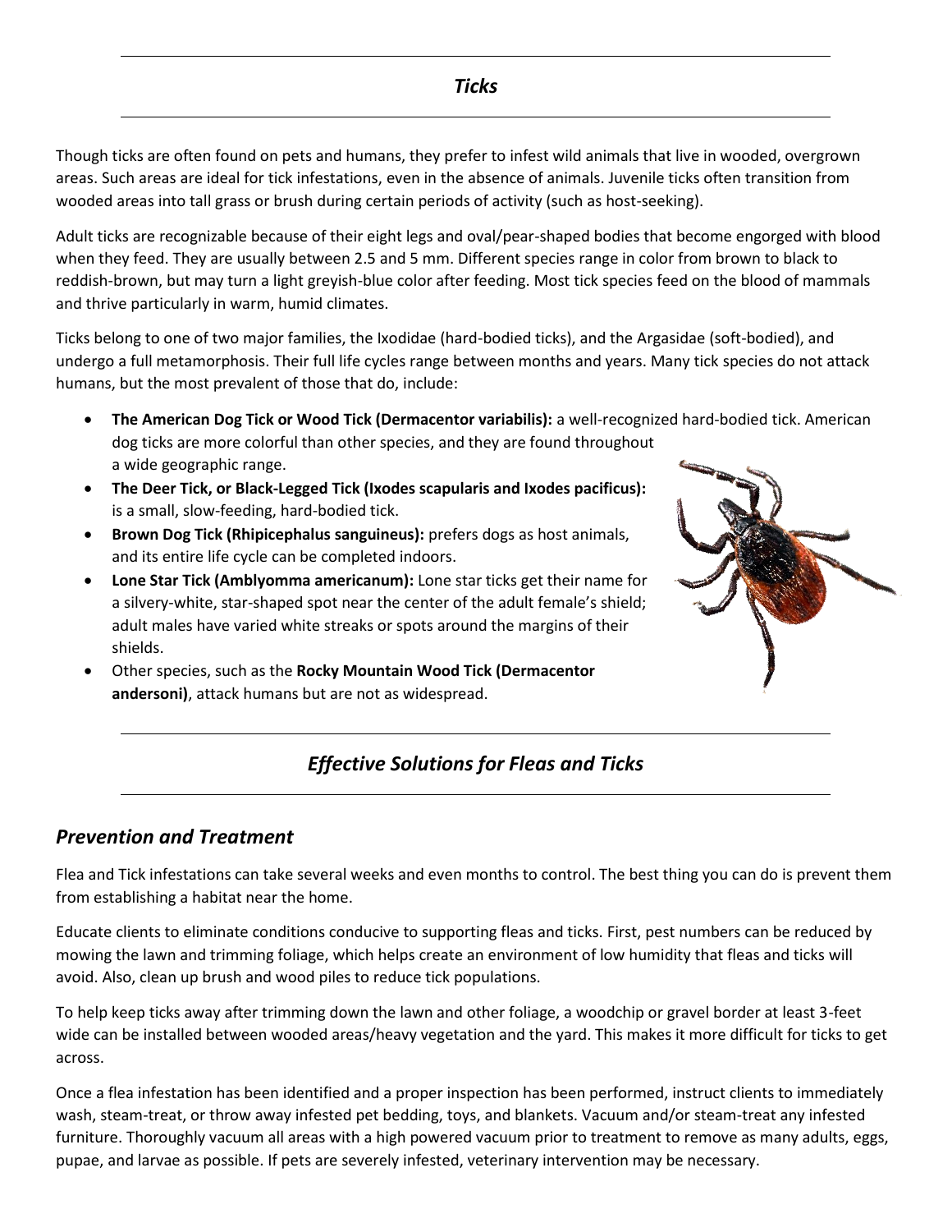## *Ticks*

Though ticks are often found on pets and humans, they prefer to infest wild animals that live in wooded, overgrown areas. Such areas are ideal for tick infestations, even in the absence of animals. Juvenile ticks often transition from wooded areas into tall grass or brush during certain periods of activity (such as host-seeking).

Adult ticks are recognizable because of their eight legs and oval/pear-shaped bodies that become engorged with blood when they feed. They are usually between 2.5 and 5 mm. Different species range in color from brown to black to reddish-brown, but may turn a light greyish-blue color after feeding. Most tick species feed on the blood of mammals and thrive particularly in warm, humid climates.

Ticks belong to one of two major families, the Ixodidae (hard-bodied ticks), and the Argasidae (soft-bodied), and undergo a full metamorphosis. Their full life cycles range between months and years. Many tick species do not attack humans, but the most prevalent of those that do, include:

- **The American Dog Tick or Wood Tick (Dermacentor variabilis):** a well-recognized hard-bodied tick. American dog ticks are more colorful than other species, and they are found throughout a wide geographic range.
- **The Deer Tick, or Black-Legged Tick (Ixodes scapularis and Ixodes pacificus):** is a small, slow-feeding, hard-bodied tick.
- **Brown Dog Tick (Rhipicephalus sanguineus):** prefers dogs as host animals, and its entire life cycle can be completed indoors.
- **Lone Star Tick (Amblyomma americanum):** Lone star ticks get their name for a silvery-white, star-shaped spot near the center of the adult female's shield; adult males have varied white streaks or spots around the margins of their shields.
- Other species, such as the **Rocky Mountain Wood Tick (Dermacentor andersoni)**, attack humans but are not as widespread.

## *Effective Solutions for Fleas and Ticks*

### *Prevention and Treatment*

Flea and Tick infestations can take several weeks and even months to control. The best thing you can do is prevent them from establishing a habitat near the home.

Educate clients to eliminate conditions conducive to supporting fleas and ticks. First, pest numbers can be reduced by mowing the lawn and trimming foliage, which helps create an environment of low humidity that fleas and ticks will avoid. Also, clean up brush and wood piles to reduce tick populations.

To help keep ticks away after trimming down the lawn and other foliage, a woodchip or gravel border at least 3-feet wide can be installed between wooded areas/heavy vegetation and the yard. This makes it more difficult for ticks to get across.

Once a flea infestation has been identified and a proper inspection has been performed, instruct clients to immediately wash, steam-treat, or throw away infested pet bedding, toys, and blankets. Vacuum and/or steam-treat any infested furniture. Thoroughly vacuum all areas with a high powered vacuum prior to treatment to remove as many adults, eggs, pupae, and larvae as possible. If pets are severely infested, veterinary intervention may be necessary.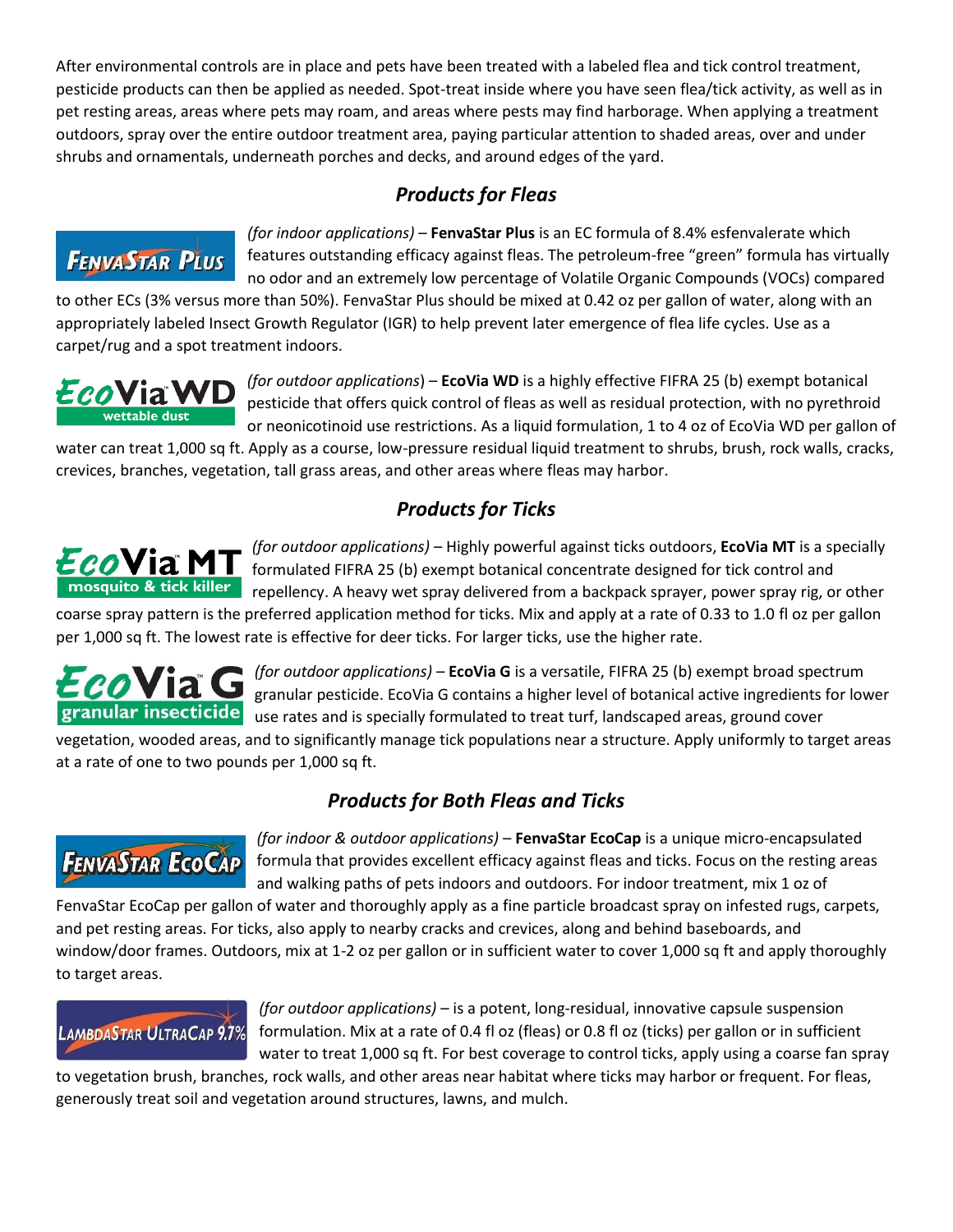After environmental controls are in place and pets have been treated with a labeled flea and tick control treatment, pesticide products can then be applied as needed. Spot-treat inside where you have seen flea/tick activity, as well as in pet resting areas, areas where pets may roam, and areas where pests may find harborage. When applying a treatment outdoors, spray over the entire outdoor treatment area, paying particular attention to shaded areas, over and under shrubs and ornamentals, underneath porches and decks, and around edges of the yard.

## *Products for Fleas*

*(for indoor applications)* – **FenvaStar Plus** is an EC formula of 8.4% esfenvalerate which features outstanding efficacy against fleas. The petroleum-free "green" formula has virtually no odor and an extremely low percentage of Volatile Organic Compounds (VOCs) compared to other ECs (3% versus more than 50%). FenvaStar Plus should be mixed at 0.42 oz per gallon of water, along with an appropriately labeled Insect Growth Regulator (IGR) to help prevent later emergence of flea life cycles. Use as a carpet/rug and a spot treatment indoors.

*(for outdoor applications)* – **EcoVia WD** is a highly effective FIFRA 25 (b) exempt botanical pesticide that offers quick control of fleas as well as residual protection, with no pyrethroid or neonicotinoid use restrictions. As a liquid formulation, 1 to 4 oz of EcoVia WD per gallon of water can treat 1,000 sq ft. Apply as a course, low-pressure residual liquid treatment to shrubs, brush, rock walls, cracks, crevices, branches, vegetation, tall grass areas, and other areas where fleas may harbor.

## *Products for Ticks*

*(for outdoor applications)* – Highly powerful against ticks outdoors, **EcoVia MT** is a specially formulated FIFRA 25 (b) exempt botanical concentrate designed for tick control and repellency. A heavy wet spray delivered from a backpack sprayer, power spray rig, or other coarse spray pattern is the preferred application method for ticks. Mix and apply at a rate of 0.33 to 1.0 fl oz per gallon per 1,000 sq ft. The lowest rate is effective for deer ticks. For larger ticks, use the higher rate.

*(for outdoor applications)* – **EcoVia G** is a versatile, FIFRA 25 (b) exempt broad spectrum granular pesticide. EcoVia G contains a higher level of botanical active ingredients for lower use rates and is specially formulated to treat turf, landscaped areas, ground cover vegetation, wooded areas, and to significantly manage tick populations near a structure. Apply uniformly to target areas at a rate of one to two pounds per 1,000 sq ft.

## *Products for Both Fleas and Ticks*

*(for indoor & outdoor applications)* – **FenvaStar EcoCap** is a unique micro-encapsulated formula that provides excellent efficacy against fleas and ticks. Focus on the resting areas and walking paths of pets indoors and outdoors. For indoor treatment, mix 1 oz of FenvaStar EcoCap per gallon of water and thoroughly apply as a fine particle broadcast spray on infested rugs, carpets, and pet resting areas. For ticks, also apply to nearby cracks and crevices, along and behind baseboards, and window/door frames. Outdoors, mix at 1-2 oz per gallon or in sufficient water to cover 1,000 sq ft and apply thoroughly to target areas.

*(for outdoor applications)* – is a potent, long-residual, innovative capsule suspension formulation. Mix at a rate of 0.4 fl oz (fleas) or 0.8 fl oz (ticks) per gallon or in sufficient water to treat 1,000 sq ft. For best coverage to control ticks, apply using a coarse fan spray to vegetation brush, branches, rock walls, and other areas near habitat where ticks may harbor or frequent. For fleas, generously treat soil and vegetation around structures, lawns, and mulch.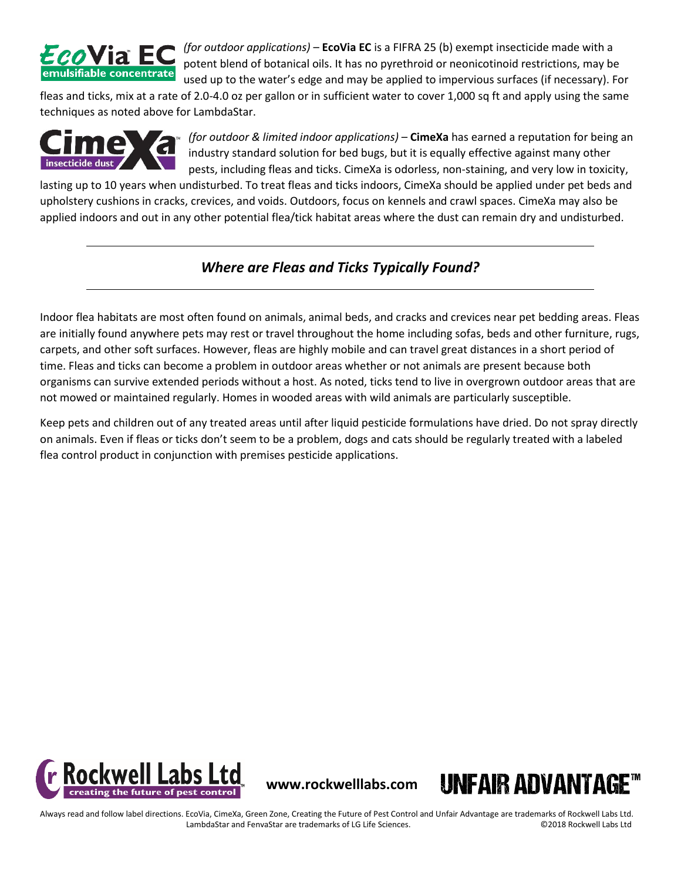*(for outdoor applications)* – **EcoVia EC** is a FIFRA 25 (b) exempt insecticide made with a potent blend of botanical oils. It has no pyrethroid or neonicotinoid restrictions, may be used up to the water's edge and may be applied to impervious surfaces (if necessary). For fleas and ticks, mix at a rate of 2.0-4.0 oz per gallon or in sufficient water to cover 1,000 sq ft and apply using the same techniques as noted above for LambdaStar.

*(for outdoor & limited indoor applications)* – **CimeXa** has earned a reputation for being an industry standard solution for bed bugs, but it is equally effective against many other pests, including fleas and ticks. CimeXa is odorless, non-staining, and very low in toxicity, lasting up to 10 years when undisturbed. To treat fleas and ticks indoors, CimeXa should be applied under pet beds and upholstery cushions in cracks, crevices, and voids. Outdoors, focus on kennels and crawl spaces. CimeXa may also be applied indoors and out in any other potential flea/tick habitat areas where the dust can remain dry and undisturbed.

## *Where are Fleas and Ticks Typically Found?*

Indoor flea habitats are most often found on animals, animal beds, and cracks and crevices near pet bedding areas. Fleas are initially found anywhere pets may rest or travel throughout the home including sofas, beds and other furniture, rugs, carpets, and other soft surfaces. However, fleas are highly mobile and can travel great distances in a short period of time. Fleas and ticks can become a problem in outdoor areas whether or not animals are present because both organisms can survive extended periods without a host. As noted, ticks tend to live in overgrown outdoor areas that are not mowed or maintained regularly. Homes in wooded areas with wild animals are particularly susceptible.

Keep pets and children out of any treated areas until after liquid pesticide formulations have dried. Do not spray directly on animals. Even if fleas or ticks don't seem to be a problem, dogs and cats should be regularly treated with a labeled flea control product in conjunction with premises pesticide applications.

Rockwell Labs Ltd — creating the future of pest control

**www.rockwelllabs.com**

UNFAIR ADVANTAGE™

Always read and follow label directions. EcoVia, CimeXa, Green Zone, Creating the Future of Pest Control and Unfair Advantage are trademarks of Rockwell Labs Ltd. LambdaStar and FenvaStar are trademarks of LG Life Sciences. ©2018 Rockwell Labs Ltd